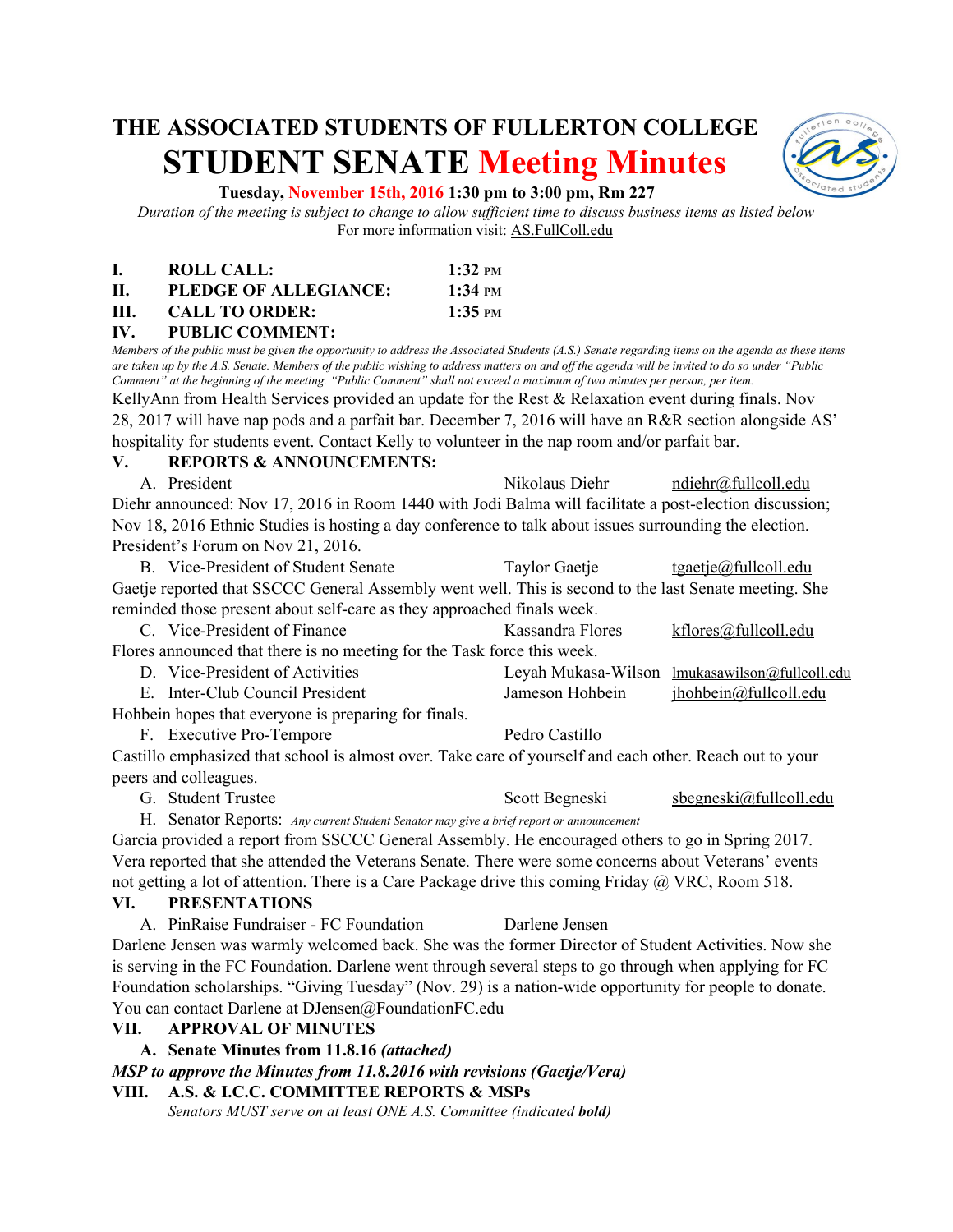# THE ASSOCIATED STUDENTS OF FULLERTON COLLEGE

# STUDENT SENATE Meeting Minutes

**Tuesday, November 15th, 2016 1:30 pm to 3:00 pm, Rm 227**

*Duration of the meeting is subject to change to allow sufficient time to discuss business items as listed below*

For more information visit: AS.FullColl.edu

**I. ROLL CALL:** **1:32 PM**

**II. PLEDGE OF ALLEGIANCE:** **1:34 PM**

**III. CALL TO ORDER:** **1:35 PM**

**IV. PUBLIC COMMENT:**

*Members of the public must be given the opportunity to address the Associated Students (A.S.) Senate regarding items on the agenda as these items are taken up by the A.S. Senate. Members of the public wishing to address matters on and off the agenda will be invited to do so under "Public Comment" at the beginning of the meeting. "Public Comment" shall not exceed a maximum of two minutes per person, per item.*

KellyAnn from Health Services provided an update for the Rest & Relaxation event during finals. Nov 28, 2017 will have nap pods and a parfait bar. December 7, 2016 will have an R&R section alongside AS' hospitality for students event. Contact Kelly to volunteer in the nap room and/or parfait bar.

**V. REPORTS & ANNOUNCEMENTS:**

A. President — Nikolaus Diehr — ndiehr@fullcoll.edu

Diehr announced: Nov 17, 2016 in Room 1440 with Jodi Balma will facilitate a post-election discussion; Nov 18, 2016 Ethnic Studies is hosting a day conference to talk about issues surrounding the election. President's Forum on Nov 21, 2016.

B. Vice-President of Student Senate — Taylor Gaetje — tgaetje@fullcoll.edu

Gaetje reported that SSCCC General Assembly went well. This is second to the last Senate meeting. She reminded those present about self-care as they approached finals week.

C. Vice-President of Finance — Kassandra Flores — kflores@fullcoll.edu

Flores announced that there is no meeting for the Task force this week.

D. Vice-President of Activities — Leyah Mukasa-Wilson — lmukasawilson@fullcoll.edu

E. Inter-Club Council President — Jameson Hohbein — jhohbein@fullcoll.edu

Hohbein hopes that everyone is preparing for finals.

F. Executive Pro-Tempore — Pedro Castillo

Castillo emphasized that school is almost over. Take care of yourself and each other. Reach out to your peers and colleagues.

G. Student Trustee — Scott Begneski — sbegneski@fullcoll.edu

H. Senator Reports: *Any current Student Senator may give a brief report or announcement*

Garcia provided a report from SSCCC General Assembly. He encouraged others to go in Spring 2017. Vera reported that she attended the Veterans Senate. There were some concerns about Veterans' events not getting a lot of attention. There is a Care Package drive this coming Friday @ VRC, Room 518.

**VI. PRESENTATIONS**

A. PinRaise Fundraiser - FC Foundation — Darlene Jensen

Darlene Jensen was warmly welcomed back. She was the former Director of Student Activities. Now she is serving in the FC Foundation. Darlene went through several steps to go through when applying for FC Foundation scholarships. "Giving Tuesday" (Nov. 29) is a nation-wide opportunity for people to donate. You can contact Darlene at DJensen@FoundationFC.edu

**VII. APPROVAL OF MINUTES**

**A. Senate Minutes from 11.8.16 *(attached)***

***MSP to approve the Minutes from 11.8.2016 with revisions (Gaetje/Vera)***

**VIII. A.S. & I.C.C. COMMITTEE REPORTS & MSPs**

*Senators MUST serve on at least ONE A.S. Committee (indicated **bold**)*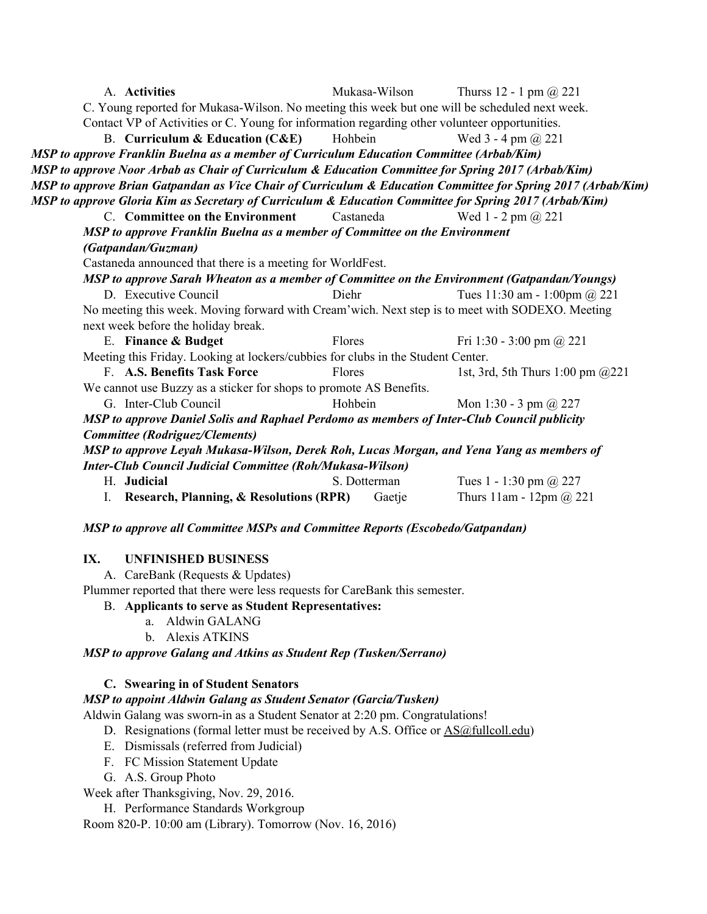A. **Activities** Mukasa-Wilson Thurss 12 - 1 pm @ 221

C. Young reported for Mukasa-Wilson. No meeting this week but one will be scheduled next week. Contact VP of Activities or C. Young for information regarding other volunteer opportunities.

B. **Curriculum & Education (C&E)** Hohbein Wed 3 - 4 pm @ 221

***MSP to approve Franklin Buelna as a member of Curriculum Education Committee (Arbab/Kim)***

***MSP to approve Noor Arbab as Chair of Curriculum & Education Committee for Spring 2017 (Arbab/Kim)***

***MSP to approve Brian Gatpandan as Vice Chair of Curriculum & Education Committee for Spring 2017 (Arbab/Kim)***

***MSP to approve Gloria Kim as Secretary of Curriculum & Education Committee for Spring 2017 (Arbab/Kim)***

C. **Committee on the Environment** Castaneda Wed 1 - 2 pm @ 221

***MSP to approve Franklin Buelna as a member of Committee on the Environment (Gatpandan/Guzman)***

Castaneda announced that there is a meeting for WorldFest.

***MSP to approve Sarah Wheaton as a member of Committee on the Environment (Gatpandan/Youngs)***

D. Executive Council Diehr Tues 11:30 am - 1:00pm @ 221

No meeting this week. Moving forward with Cream'wich. Next step is to meet with SODEXO. Meeting next week before the holiday break.

E. **Finance & Budget** Flores Fri 1:30 - 3:00 pm @ 221

Meeting this Friday. Looking at lockers/cubbies for clubs in the Student Center.

F. **A.S. Benefits Task Force** Flores 1st, 3rd, 5th Thurs 1:00 pm @221

We cannot use Buzzy as a sticker for shops to promote AS Benefits.

G. Inter-Club Council Hohbein Mon 1:30 - 3 pm @ 227

***MSP to approve Daniel Solis and Raphael Perdomo as members of Inter-Club Council publicity Committee (Rodriguez/Clements)***

***MSP to approve Leyah Mukasa-Wilson, Derek Roh, Lucas Morgan, and Yena Yang as members of Inter-Club Council Judicial Committee (Roh/Mukasa-Wilson)***

H. **Judicial** S. Dotterman Tues 1 - 1:30 pm @ 227

I. **Research, Planning, & Resolutions (RPR)** Gaetje Thurs 11am - 12pm @ 221

***MSP to approve all Committee MSPs and Committee Reports (Escobedo/Gatpandan)***

## IX. UNFINISHED BUSINESS

A. CareBank (Requests & Updates)

Plummer reported that there were less requests for CareBank this semester.

B. **Applicants to serve as Student Representatives:**

a. Aldwin GALANG
b. Alexis ATKINS

***MSP to approve Galang and Atkins as Student Rep (Tusken/Serrano)***

C. **Swearing in of Student Senators**

***MSP to appoint Aldwin Galang as Student Senator (Garcia/Tusken)***

Aldwin Galang was sworn-in as a Student Senator at 2:20 pm. Congratulations!

D. Resignations (formal letter must be received by A.S. Office or AS@fullcoll.edu)

E. Dismissals (referred from Judicial)

F. FC Mission Statement Update

G. A.S. Group Photo

Week after Thanksgiving, Nov. 29, 2016.

H. Performance Standards Workgroup

Room 820-P. 10:00 am (Library). Tomorrow (Nov. 16, 2016)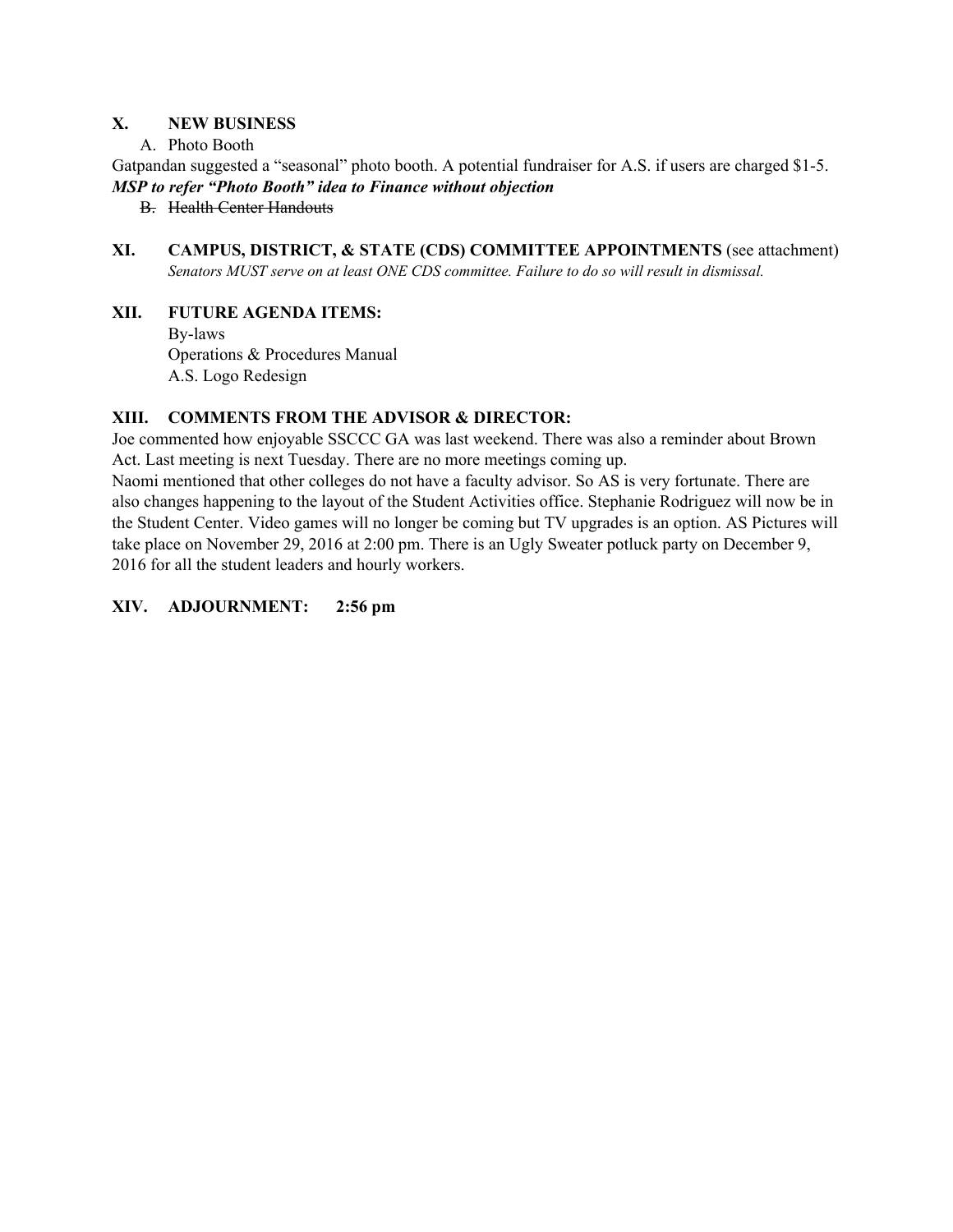## X. NEW BUSINESS

A. Photo Booth

Gatpandan suggested a "seasonal" photo booth. A potential fundraiser for A.S. if users are charged $1-5.
***MSP to refer "Photo Booth" idea to Finance without objection***

B. ~~Health Center Handouts~~

## XI. CAMPUS, DISTRICT, & STATE (CDS) COMMITTEE APPOINTMENTS (see attachment)

*Senators MUST serve on at least ONE CDS committee. Failure to do so will result in dismissal.*

## XII. FUTURE AGENDA ITEMS:

By-laws
Operations & Procedures Manual
A.S. Logo Redesign

## XIII. COMMENTS FROM THE ADVISOR & DIRECTOR:

Joe commented how enjoyable SSCCC GA was last weekend. There was also a reminder about Brown Act. Last meeting is next Tuesday. There are no more meetings coming up.
Naomi mentioned that other colleges do not have a faculty advisor. So AS is very fortunate. There are also changes happening to the layout of the Student Activities office. Stephanie Rodriguez will now be in the Student Center. Video games will no longer be coming but TV upgrades is an option. AS Pictures will take place on November 29, 2016 at 2:00 pm. There is an Ugly Sweater potluck party on December 9, 2016 for all the student leaders and hourly workers.

## XIV. ADJOURNMENT: 2:56 pm